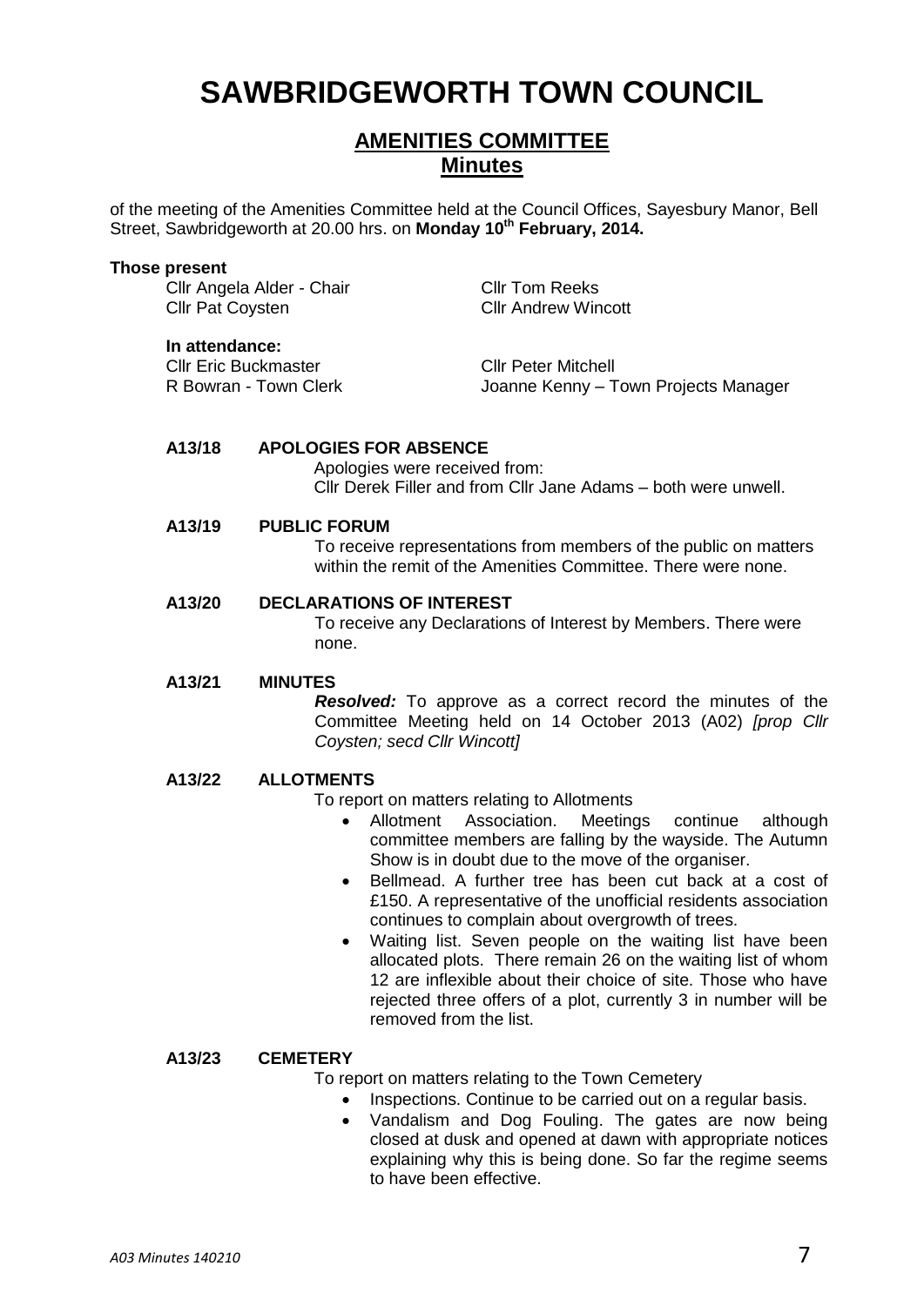# SAWBRIDGEWORTH TOWN COUNCIL

## AMENITIES COMMITTEE
## Minutes

of the meeting of the Amenities Committee held at the Council Offices, Sayesbury Manor, Bell Street, Sawbridgeworth at 20.00 hrs. on **Monday 10th February, 2014.**

**Those present**

Cllr Angela Alder - Chair
Cllr Pat Coysten
Cllr Tom Reeks
Cllr Andrew Wincott

**In attendance:**

Cllr Eric Buckmaster
R Bowran - Town Clerk
Cllr Peter Mitchell
Joanne Kenny – Town Projects Manager

**A13/18 APOLOGIES FOR ABSENCE**

Apologies were received from:
Cllr Derek Filler and from Cllr Jane Adams – both were unwell.

**A13/19 PUBLIC FORUM**

To receive representations from members of the public on matters within the remit of the Amenities Committee. There were none.

**A13/20 DECLARATIONS OF INTEREST**

To receive any Declarations of Interest by Members. There were none.

**A13/21 MINUTES**

***Resolved:*** To approve as a correct record the minutes of the Committee Meeting held on 14 October 2013 (A02) *[prop Cllr Coysten; secd Cllr Wincott]*

**A13/22 ALLOTMENTS**

To report on matters relating to Allotments

- Allotment Association. Meetings continue although committee members are falling by the wayside. The Autumn Show is in doubt due to the move of the organiser.
- Bellmead. A further tree has been cut back at a cost of £150. A representative of the unofficial residents association continues to complain about overgrowth of trees.
- Waiting list. Seven people on the waiting list have been allocated plots. There remain 26 on the waiting list of whom 12 are inflexible about their choice of site. Those who have rejected three offers of a plot, currently 3 in number will be removed from the list.

**A13/23 CEMETERY**

To report on matters relating to the Town Cemetery

- Inspections. Continue to be carried out on a regular basis.
- Vandalism and Dog Fouling. The gates are now being closed at dusk and opened at dawn with appropriate notices explaining why this is being done. So far the regime seems to have been effective.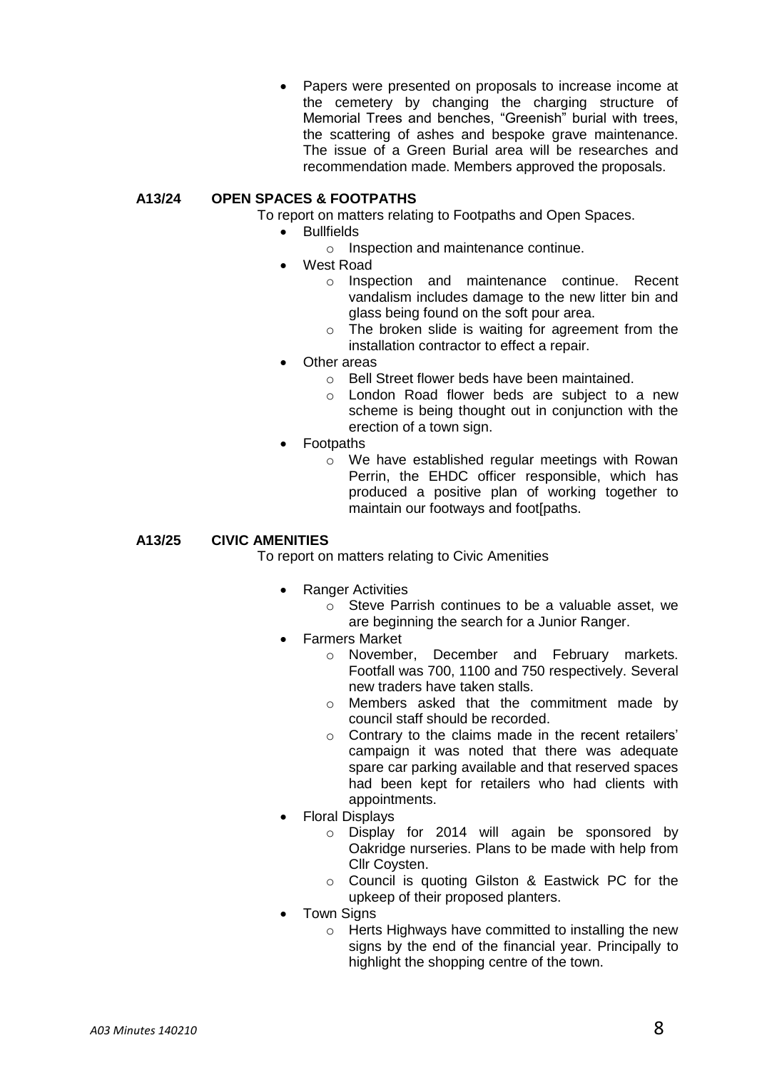- Papers were presented on proposals to increase income at the cemetery by changing the charging structure of Memorial Trees and benches, "Greenish" burial with trees, the scattering of ashes and bespoke grave maintenance. The issue of a Green Burial area will be researches and recommendation made. Members approved the proposals.

**A13/24 OPEN SPACES & FOOTPATHS**

To report on matters relating to Footpaths and Open Spaces.

- Bullfields
  - Inspection and maintenance continue.
- West Road
  - Inspection and maintenance continue. Recent vandalism includes damage to the new litter bin and glass being found on the soft pour area.
  - The broken slide is waiting for agreement from the installation contractor to effect a repair.
- Other areas
  - Bell Street flower beds have been maintained.
  - London Road flower beds are subject to a new scheme is being thought out in conjunction with the erection of a town sign.
- Footpaths
  - We have established regular meetings with Rowan Perrin, the EHDC officer responsible, which has produced a positive plan of working together to maintain our footways and foot[paths.

**A13/25 CIVIC AMENITIES**

To report on matters relating to Civic Amenities

- Ranger Activities
  - Steve Parrish continues to be a valuable asset, we are beginning the search for a Junior Ranger.
- Farmers Market
  - November, December and February markets. Footfall was 700, 1100 and 750 respectively. Several new traders have taken stalls.
  - Members asked that the commitment made by council staff should be recorded.
  - Contrary to the claims made in the recent retailers' campaign it was noted that there was adequate spare car parking available and that reserved spaces had been kept for retailers who had clients with appointments.
- Floral Displays
  - Display for 2014 will again be sponsored by Oakridge nurseries. Plans to be made with help from Cllr Coysten.
  - Council is quoting Gilston & Eastwick PC for the upkeep of their proposed planters.
- Town Signs
  - Herts Highways have committed to installing the new signs by the end of the financial year. Principally to highlight the shopping centre of the town.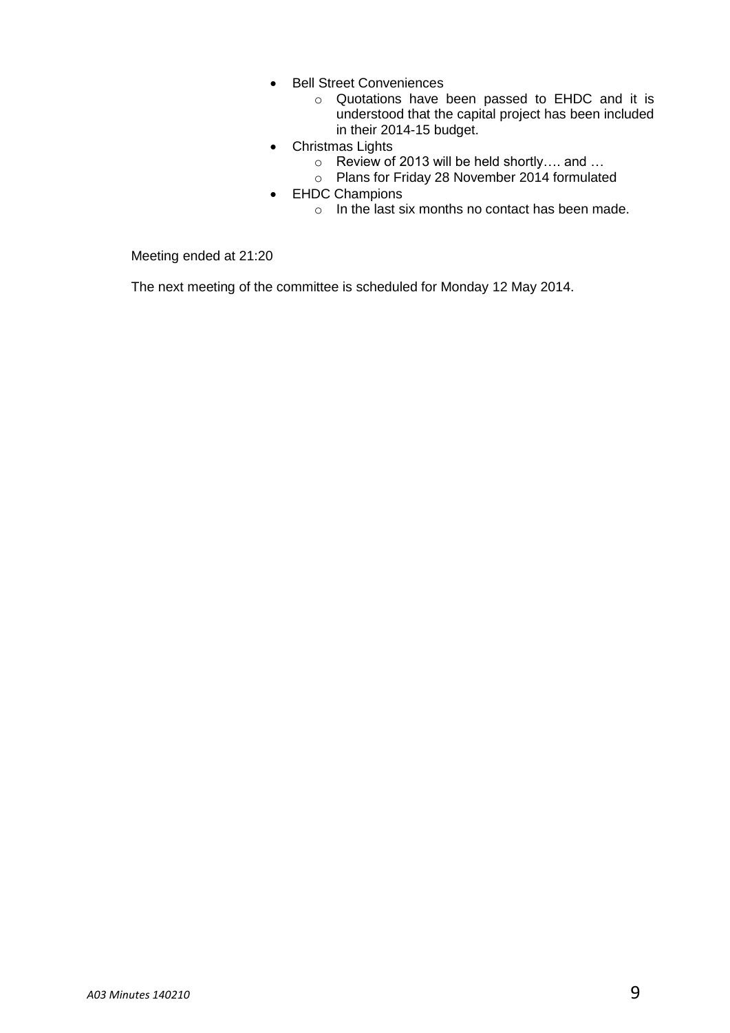- Bell Street Conveniences
  - Quotations have been passed to EHDC and it is understood that the capital project has been included in their 2014-15 budget.
- Christmas Lights
  - Review of 2013 will be held shortly…. and …
  - Plans for Friday 28 November 2014 formulated
- EHDC Champions
  - In the last six months no contact has been made.

Meeting ended at 21:20

The next meeting of the committee is scheduled for Monday 12 May 2014.